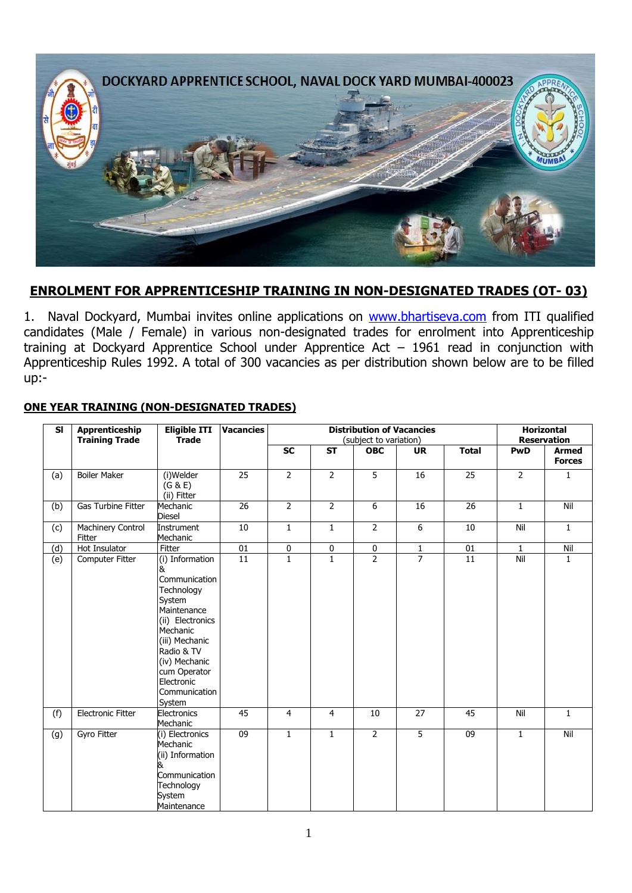DOCKYARD APPRENTICE SCHOOL, NAVAL DOCK YARD MUMBAI-400023

## ENROLMENT FOR APPRENTICESHIP TRAINING IN NON-DESIGNATED TRADES (OT- 03)

1. Naval Dockyard, Mumbai invites online applications on www.bhartiseva.com from ITI qualified candidates (Male / Female) in various non-designated trades for enrolment into Apprenticeship training at Dockyard Apprentice School under Apprentice Act – 1961 read in conjunction with Apprenticeship Rules 1992. A total of 300 vacancies as per distribution shown below are to be filled up:-

### ONE YEAR TRAINING (NON-DESIGNATED TRADES)

| Sl | Apprenticeship Training Trade | Eligible ITI Trade | Vacancies | Distribution of Vacancies (subject to variation) | | | | | Horizontal Reservation | |
|---|---|---|---|---|---|---|---|---|---|---|
| | | | | SC | ST | OBC | UR | Total | PwD | Armed Forces |
| (a) | Boiler Maker | (i)Welder (G & E) (ii) Fitter | 25 | 2 | 2 | 5 | 16 | 25 | 2 | 1 |
| (b) | Gas Turbine Fitter | Mechanic Diesel | 26 | 2 | 2 | 6 | 16 | 26 | 1 | Nil |
| (c) | Machinery Control Fitter | Instrument Mechanic | 10 | 1 | 1 | 2 | 6 | 10 | Nil | 1 |
| (d) | Hot Insulator | Fitter | 01 | 0 | 0 | 0 | 1 | 01 | 1 | Nil |
| (e) | Computer Fitter | (i) Information & Communication Technology System Maintenance (ii) Electronics Mechanic (iii) Mechanic Radio & TV (iv) Mechanic cum Operator Electronic Communication System | 11 | 1 | 1 | 2 | 7 | 11 | Nil | 1 |
| (f) | Electronic Fitter | Electronics Mechanic | 45 | 4 | 4 | 10 | 27 | 45 | Nil | 1 |
| (g) | Gyro Fitter | (i) Electronics Mechanic (ii) Information & Communication Technology System Maintenance | 09 | 1 | 1 | 2 | 5 | 09 | 1 | Nil |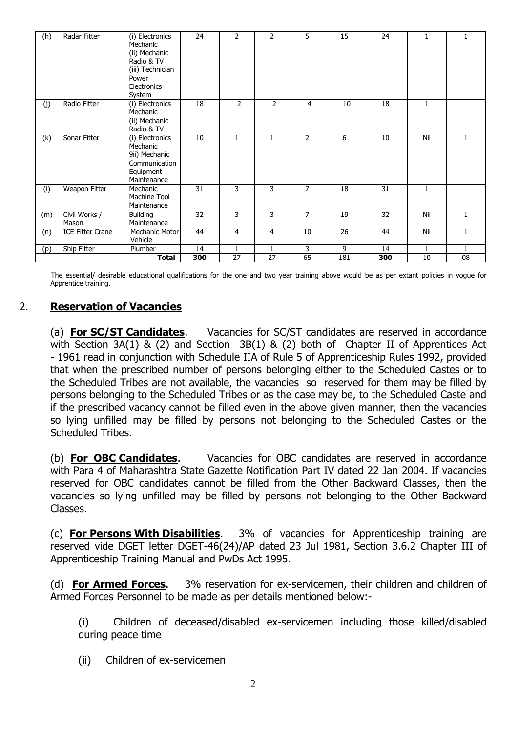| (h) | Radar Fitter | (i) Electronics Mechanic (ii) Mechanic Radio & TV (iii) Technician Power Electronics System | 24 | 2 | 2 | 5 | 15 | 24 | 1 | 1 |
|---|---|---|---|---|---|---|---|---|---|---|
| (j) | Radio Fitter | (i) Electronics Mechanic (ii) Mechanic Radio & TV | 18 | 2 | 2 | 4 | 10 | 18 | 1 | |
| (k) | Sonar Fitter | (i) Electronics Mechanic 9ii) Mechanic Communication Equipment Maintenance | 10 | 1 | 1 | 2 | 6 | 10 | Nil | 1 |
| (l) | Weapon Fitter | Mechanic Machine Tool Maintenance | 31 | 3 | 3 | 7 | 18 | 31 | 1 | |
| (m) | Civil Works / Mason | Building Maintenance | 32 | 3 | 3 | 7 | 19 | 32 | Nil | 1 |
| (n) | ICE Fitter Crane | Mechanic Motor Vehicle | 44 | 4 | 4 | 10 | 26 | 44 | Nil | 1 |
| (p) | Ship Fitter | Plumber | 14 | 1 | 1 | 3 | 9 | 14 | 1 | 1 |
| | | **Total** | **300** | 27 | 27 | 65 | 181 | **300** | 10 | 08 |

The essential/ desirable educational qualifications for the one and two year training above would be as per extant policies in vogue for Apprentice training.

## 2. **Reservation of Vacancies**

(a) **For SC/ST Candidates**. Vacancies for SC/ST candidates are reserved in accordance with Section 3A(1) & (2) and Section 3B(1) & (2) both of Chapter II of Apprentices Act - 1961 read in conjunction with Schedule IIA of Rule 5 of Apprenticeship Rules 1992, provided that when the prescribed number of persons belonging either to the Scheduled Castes or to the Scheduled Tribes are not available, the vacancies so reserved for them may be filled by persons belonging to the Scheduled Tribes or as the case may be, to the Scheduled Caste and if the prescribed vacancy cannot be filled even in the above given manner, then the vacancies so lying unfilled may be filled by persons not belonging to the Scheduled Castes or the Scheduled Tribes.

(b) **For OBC Candidates**. Vacancies for OBC candidates are reserved in accordance with Para 4 of Maharashtra State Gazette Notification Part IV dated 22 Jan 2004. If vacancies reserved for OBC candidates cannot be filled from the Other Backward Classes, then the vacancies so lying unfilled may be filled by persons not belonging to the Other Backward Classes.

(c) **For Persons With Disabilities**. 3% of vacancies for Apprenticeship training are reserved vide DGET letter DGET-46(24)/AP dated 23 Jul 1981, Section 3.6.2 Chapter III of Apprenticeship Training Manual and PwDs Act 1995.

(d) **For Armed Forces**. 3% reservation for ex-servicemen, their children and children of Armed Forces Personnel to be made as per details mentioned below:-

(i) Children of deceased/disabled ex-servicemen including those killed/disabled during peace time

(ii) Children of ex-servicemen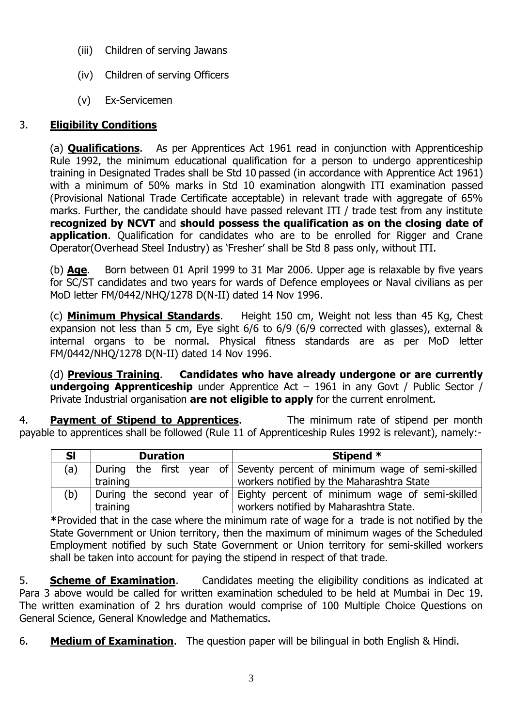(iii) Children of serving Jawans

(iv) Children of serving Officers

(v) Ex-Servicemen

3. **Eligibility Conditions**

(a) **Qualifications**. As per Apprentices Act 1961 read in conjunction with Apprenticeship Rule 1992, the minimum educational qualification for a person to undergo apprenticeship training in Designated Trades shall be Std 10 passed (in accordance with Apprentice Act 1961) with a minimum of 50% marks in Std 10 examination alongwith ITI examination passed (Provisional National Trade Certificate acceptable) in relevant trade with aggregate of 65% marks. Further, the candidate should have passed relevant ITI / trade test from any institute **recognized by NCVT** and **should possess the qualification as on the closing date of application**. Qualification for candidates who are to be enrolled for Rigger and Crane Operator(Overhead Steel Industry) as 'Fresher' shall be Std 8 pass only, without ITI.

(b) **Age**. Born between 01 April 1999 to 31 Mar 2006. Upper age is relaxable by five years for SC/ST candidates and two years for wards of Defence employees or Naval civilians as per MoD letter FM/0442/NHQ/1278 D(N-II) dated 14 Nov 1996.

(c) **Minimum Physical Standards**. Height 150 cm, Weight not less than 45 Kg, Chest expansion not less than 5 cm, Eye sight 6/6 to 6/9 (6/9 corrected with glasses), external & internal organs to be normal. Physical fitness standards are as per MoD letter FM/0442/NHQ/1278 D(N-II) dated 14 Nov 1996.

(d) **Previous Training**. **Candidates who have already undergone or are currently undergoing Apprenticeship** under Apprentice Act – 1961 in any Govt / Public Sector / Private Industrial organisation **are not eligible to apply** for the current enrolment.

4. **Payment of Stipend to Apprentices**. The minimum rate of stipend per month payable to apprentices shall be followed (Rule 11 of Apprenticeship Rules 1992 is relevant), namely:-

| Sl | Duration | Stipend * |
|---|---|---|
| (a) | During the first year of training | Seventy percent of minimum wage of semi-skilled workers notified by the Maharashtra State |
| (b) | During the second year of training | Eighty percent of minimum wage of semi-skilled workers notified by Maharashtra State. |

**\***Provided that in the case where the minimum rate of wage for a trade is not notified by the State Government or Union territory, then the maximum of minimum wages of the Scheduled Employment notified by such State Government or Union territory for semi-skilled workers shall be taken into account for paying the stipend in respect of that trade.

5. **Scheme of Examination**. Candidates meeting the eligibility conditions as indicated at Para 3 above would be called for written examination scheduled to be held at Mumbai in Dec 19. The written examination of 2 hrs duration would comprise of 100 Multiple Choice Questions on General Science, General Knowledge and Mathematics.

6. **Medium of Examination**. The question paper will be bilingual in both English & Hindi.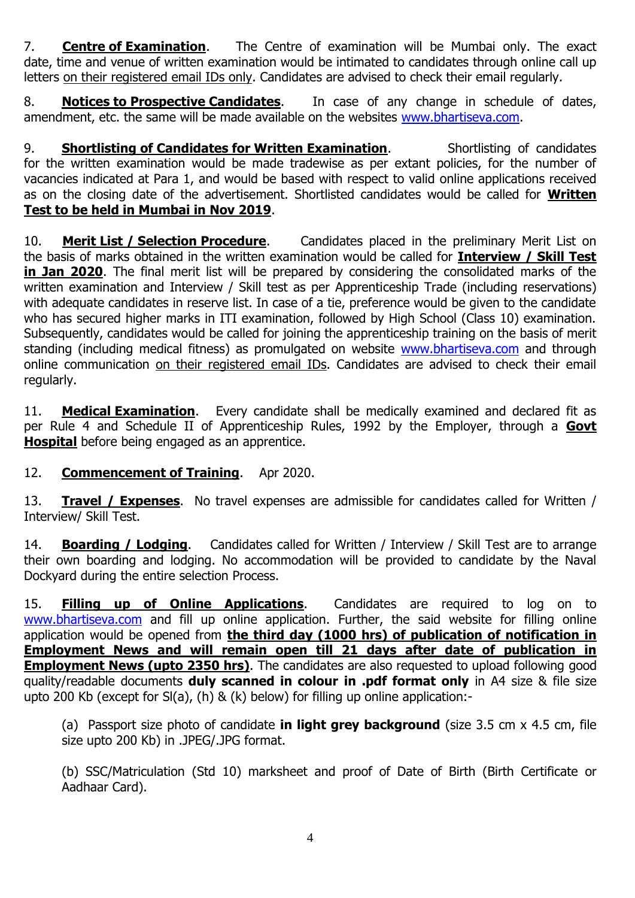7. **Centre of Examination**. The Centre of examination will be Mumbai only. The exact date, time and venue of written examination would be intimated to candidates through online call up letters on their registered email IDs only. Candidates are advised to check their email regularly.

8. **Notices to Prospective Candidates**. In case of any change in schedule of dates, amendment, etc. the same will be made available on the websites www.bhartiseva.com.

9. **Shortlisting of Candidates for Written Examination**. Shortlisting of candidates for the written examination would be made tradewise as per extant policies, for the number of vacancies indicated at Para 1, and would be based with respect to valid online applications received as on the closing date of the advertisement. Shortlisted candidates would be called for **Written Test to be held in Mumbai in Nov 2019**.

10. **Merit List / Selection Procedure**. Candidates placed in the preliminary Merit List on the basis of marks obtained in the written examination would be called for **Interview / Skill Test in Jan 2020**. The final merit list will be prepared by considering the consolidated marks of the written examination and Interview / Skill test as per Apprenticeship Trade (including reservations) with adequate candidates in reserve list. In case of a tie, preference would be given to the candidate who has secured higher marks in ITI examination, followed by High School (Class 10) examination. Subsequently, candidates would be called for joining the apprenticeship training on the basis of merit standing (including medical fitness) as promulgated on website www.bhartiseva.com and through online communication on their registered email IDs. Candidates are advised to check their email regularly.

11. **Medical Examination**. Every candidate shall be medically examined and declared fit as per Rule 4 and Schedule II of Apprenticeship Rules, 1992 by the Employer, through a **Govt Hospital** before being engaged as an apprentice.

12. **Commencement of Training**. Apr 2020.

13. **Travel / Expenses**. No travel expenses are admissible for candidates called for Written / Interview/ Skill Test.

14. **Boarding / Lodging**. Candidates called for Written / Interview / Skill Test are to arrange their own boarding and lodging. No accommodation will be provided to candidate by the Naval Dockyard during the entire selection Process.

15. **Filling up of Online Applications**. Candidates are required to log on to www.bhartiseva.com and fill up online application. Further, the said website for filling online application would be opened from **the third day (1000 hrs) of publication of notification in Employment News and will remain open till 21 days after date of publication in Employment News (upto 2350 hrs)**. The candidates are also requested to upload following good quality/readable documents **duly scanned in colour in .pdf format only** in A4 size & file size upto 200 Kb (except for Sl(a), (h) & (k) below) for filling up online application:-

(a) Passport size photo of candidate **in light grey background** (size 3.5 cm x 4.5 cm, file size upto 200 Kb) in .JPEG/.JPG format.

(b) SSC/Matriculation (Std 10) marksheet and proof of Date of Birth (Birth Certificate or Aadhaar Card).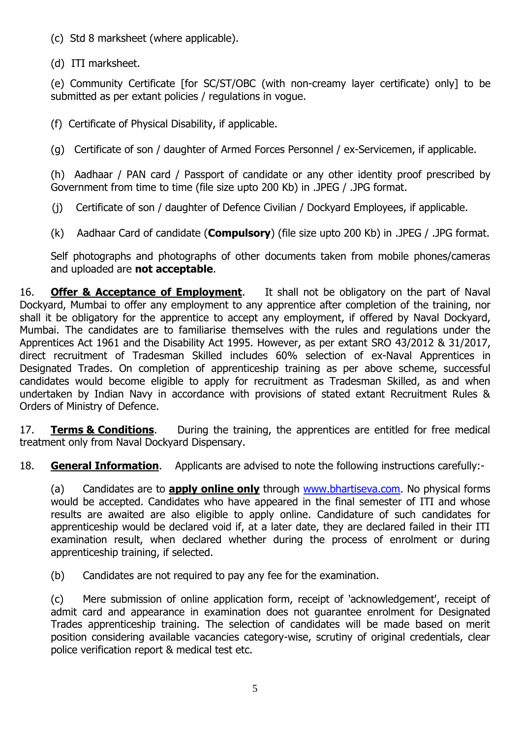(c) Std 8 marksheet (where applicable).

(d) ITI marksheet.

(e) Community Certificate [for SC/ST/OBC (with non-creamy layer certificate) only] to be submitted as per extant policies / regulations in vogue.

(f) Certificate of Physical Disability, if applicable.

(g) Certificate of son / daughter of Armed Forces Personnel / ex-Servicemen, if applicable.

(h) Aadhaar / PAN card / Passport of candidate or any other identity proof prescribed by Government from time to time (file size upto 200 Kb) in .JPEG / .JPG format.

(j) Certificate of son / daughter of Defence Civilian / Dockyard Employees, if applicable.

(k) Aadhaar Card of candidate (**Compulsory**) (file size upto 200 Kb) in .JPEG / .JPG format.

Self photographs and photographs of other documents taken from mobile phones/cameras and uploaded are **not acceptable**.

16. **<u>Offer & Acceptance of Employment</u>**. It shall not be obligatory on the part of Naval Dockyard, Mumbai to offer any employment to any apprentice after completion of the training, nor shall it be obligatory for the apprentice to accept any employment, if offered by Naval Dockyard, Mumbai. The candidates are to familiarise themselves with the rules and regulations under the Apprentices Act 1961 and the Disability Act 1995. However, as per extant SRO 43/2012 & 31/2017, direct recruitment of Tradesman Skilled includes 60% selection of ex-Naval Apprentices in Designated Trades. On completion of apprenticeship training as per above scheme, successful candidates would become eligible to apply for recruitment as Tradesman Skilled, as and when undertaken by Indian Navy in accordance with provisions of stated extant Recruitment Rules & Orders of Ministry of Defence.

17. **<u>Terms & Conditions</u>**. During the training, the apprentices are entitled for free medical treatment only from Naval Dockyard Dispensary.

18. **<u>General Information</u>**. Applicants are advised to note the following instructions carefully:-

(a) Candidates are to **<u>apply online only</u>** through www.bhartiseva.com. No physical forms would be accepted. Candidates who have appeared in the final semester of ITI and whose results are awaited are also eligible to apply online. Candidature of such candidates for apprenticeship would be declared void if, at a later date, they are declared failed in their ITI examination result, when declared whether during the process of enrolment or during apprenticeship training, if selected.

(b) Candidates are not required to pay any fee for the examination.

(c) Mere submission of online application form, receipt of 'acknowledgement', receipt of admit card and appearance in examination does not guarantee enrolment for Designated Trades apprenticeship training. The selection of candidates will be made based on merit position considering available vacancies category-wise, scrutiny of original credentials, clear police verification report & medical test etc.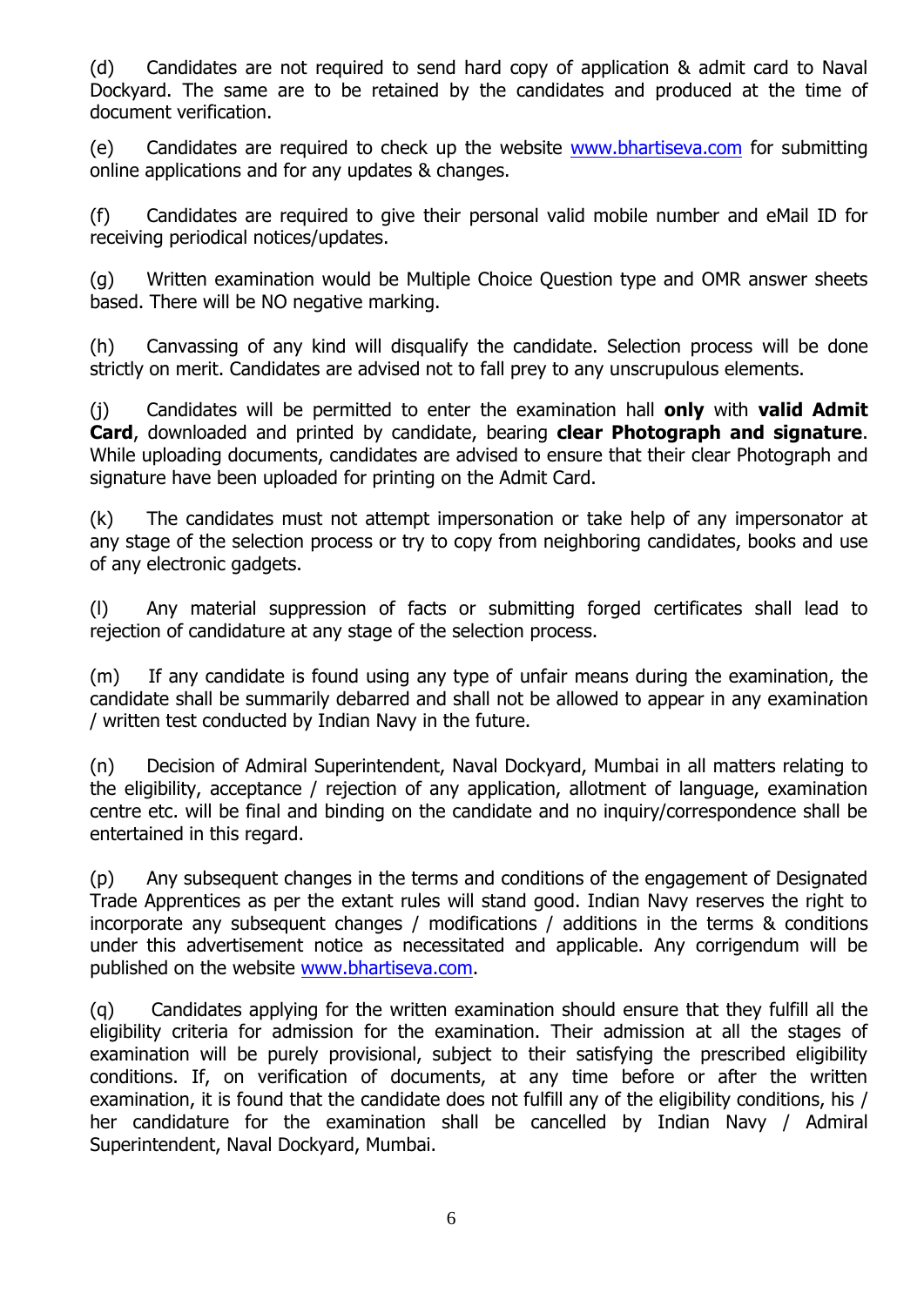(d) Candidates are not required to send hard copy of application & admit card to Naval Dockyard. The same are to be retained by the candidates and produced at the time of document verification.

(e) Candidates are required to check up the website www.bhartiseva.com for submitting online applications and for any updates & changes.

(f) Candidates are required to give their personal valid mobile number and eMail ID for receiving periodical notices/updates.

(g) Written examination would be Multiple Choice Question type and OMR answer sheets based. There will be NO negative marking.

(h) Canvassing of any kind will disqualify the candidate. Selection process will be done strictly on merit. Candidates are advised not to fall prey to any unscrupulous elements.

(j) Candidates will be permitted to enter the examination hall **only** with **valid Admit Card**, downloaded and printed by candidate, bearing **clear Photograph and signature**. While uploading documents, candidates are advised to ensure that their clear Photograph and signature have been uploaded for printing on the Admit Card.

(k) The candidates must not attempt impersonation or take help of any impersonator at any stage of the selection process or try to copy from neighboring candidates, books and use of any electronic gadgets.

(l) Any material suppression of facts or submitting forged certificates shall lead to rejection of candidature at any stage of the selection process.

(m) If any candidate is found using any type of unfair means during the examination, the candidate shall be summarily debarred and shall not be allowed to appear in any examination / written test conducted by Indian Navy in the future.

(n) Decision of Admiral Superintendent, Naval Dockyard, Mumbai in all matters relating to the eligibility, acceptance / rejection of any application, allotment of language, examination centre etc. will be final and binding on the candidate and no inquiry/correspondence shall be entertained in this regard.

(p) Any subsequent changes in the terms and conditions of the engagement of Designated Trade Apprentices as per the extant rules will stand good. Indian Navy reserves the right to incorporate any subsequent changes / modifications / additions in the terms & conditions under this advertisement notice as necessitated and applicable. Any corrigendum will be published on the website www.bhartiseva.com.

(q) Candidates applying for the written examination should ensure that they fulfill all the eligibility criteria for admission for the examination. Their admission at all the stages of examination will be purely provisional, subject to their satisfying the prescribed eligibility conditions. If, on verification of documents, at any time before or after the written examination, it is found that the candidate does not fulfill any of the eligibility conditions, his / her candidature for the examination shall be cancelled by Indian Navy / Admiral Superintendent, Naval Dockyard, Mumbai.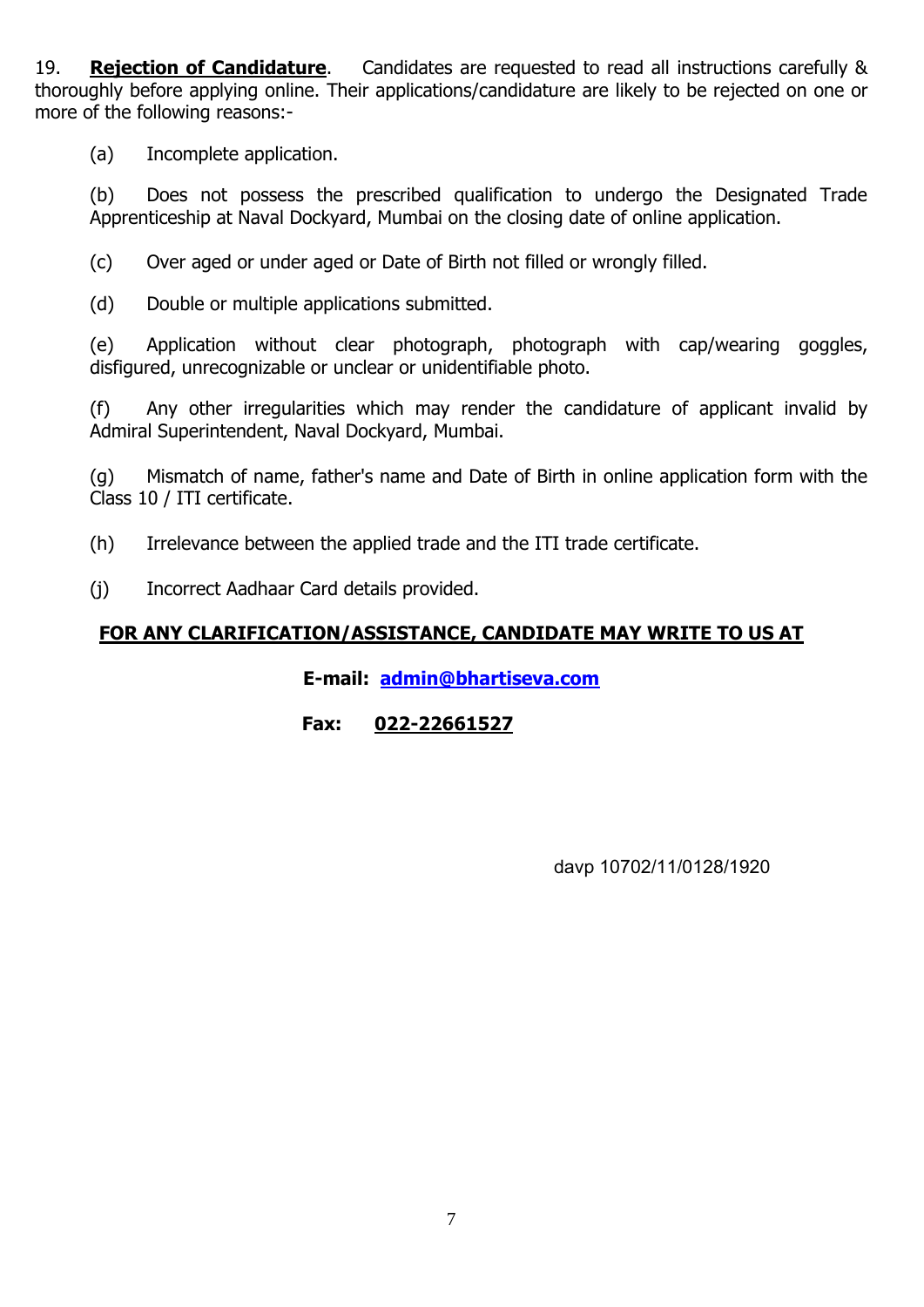19. **Rejection of Candidature**. Candidates are requested to read all instructions carefully & thoroughly before applying online. Their applications/candidature are likely to be rejected on one or more of the following reasons:-

(a) Incomplete application.

(b) Does not possess the prescribed qualification to undergo the Designated Trade Apprenticeship at Naval Dockyard, Mumbai on the closing date of online application.

(c) Over aged or under aged or Date of Birth not filled or wrongly filled.

(d) Double or multiple applications submitted.

(e) Application without clear photograph, photograph with cap/wearing goggles, disfigured, unrecognizable or unclear or unidentifiable photo.

(f) Any other irregularities which may render the candidature of applicant invalid by Admiral Superintendent, Naval Dockyard, Mumbai.

(g) Mismatch of name, father's name and Date of Birth in online application form with the Class 10 / ITI certificate.

(h) Irrelevance between the applied trade and the ITI trade certificate.

(j) Incorrect Aadhaar Card details provided.

**FOR ANY CLARIFICATION/ASSISTANCE, CANDIDATE MAY WRITE TO US AT**

**E-mail: admin@bhartiseva.com**

**Fax: 022-22661527**

davp 10702/11/0128/1920